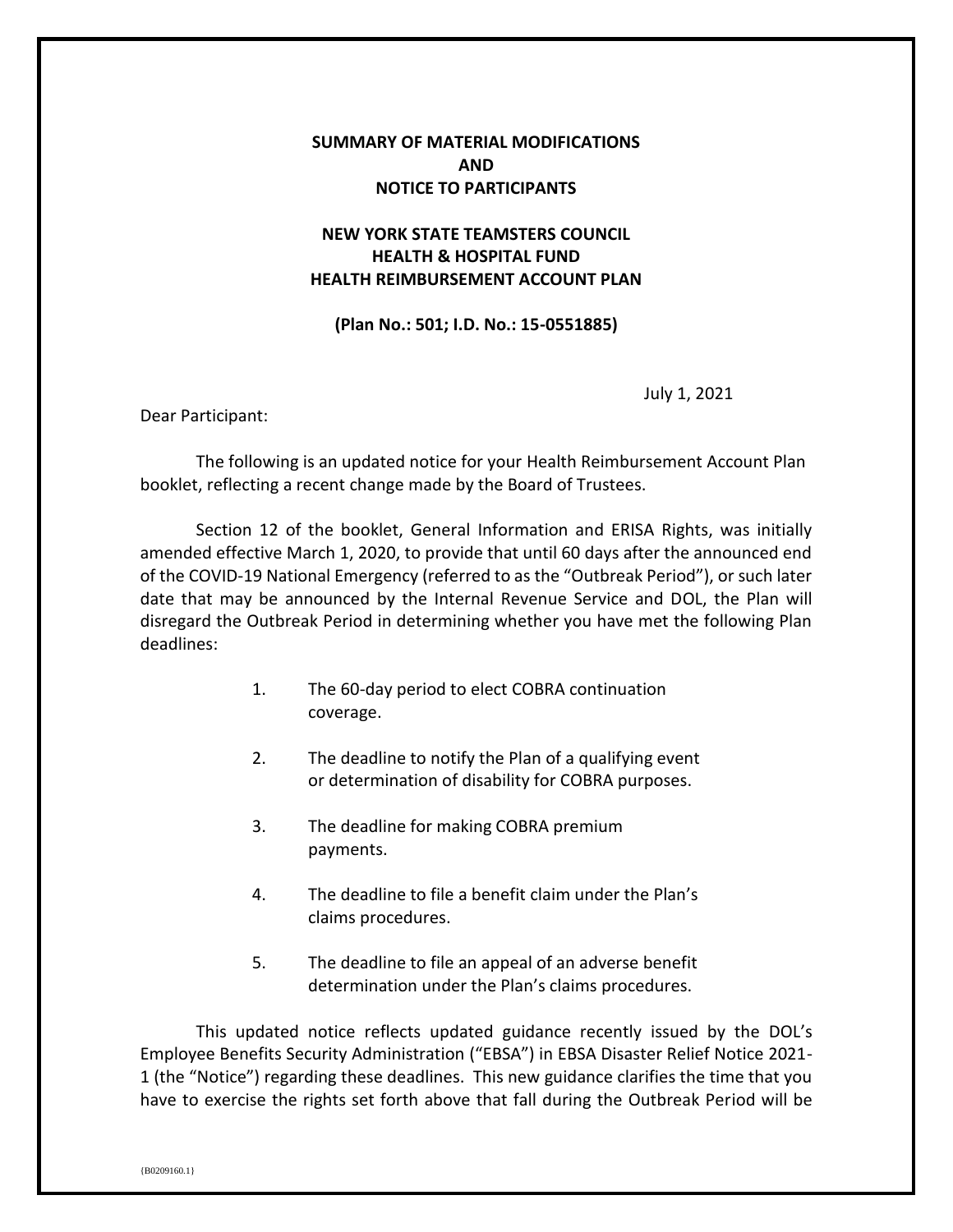**SUMMARY OF MATERIAL MODIFICATIONS**
**AND**
**NOTICE TO PARTICIPANTS**

**NEW YORK STATE TEAMSTERS COUNCIL**
**HEALTH & HOSPITAL FUND**
**HEALTH REIMBURSEMENT ACCOUNT PLAN**

**(Plan No.: 501; I.D. No.: 15-0551885)**

July 1, 2021

Dear Participant:

The following is an updated notice for your Health Reimbursement Account Plan booklet, reflecting a recent change made by the Board of Trustees.

Section 12 of the booklet, General Information and ERISA Rights, was initially amended effective March 1, 2020, to provide that until 60 days after the announced end of the COVID-19 National Emergency (referred to as the "Outbreak Period"), or such later date that may be announced by the Internal Revenue Service and DOL, the Plan will disregard the Outbreak Period in determining whether you have met the following Plan deadlines:

1. The 60-day period to elect COBRA continuation coverage.
2. The deadline to notify the Plan of a qualifying event or determination of disability for COBRA purposes.
3. The deadline for making COBRA premium payments.
4. The deadline to file a benefit claim under the Plan's claims procedures.
5. The deadline to file an appeal of an adverse benefit determination under the Plan's claims procedures.

This updated notice reflects updated guidance recently issued by the DOL's Employee Benefits Security Administration ("EBSA") in EBSA Disaster Relief Notice 2021-1 (the "Notice") regarding these deadlines. This new guidance clarifies the time that you have to exercise the rights set forth above that fall during the Outbreak Period will be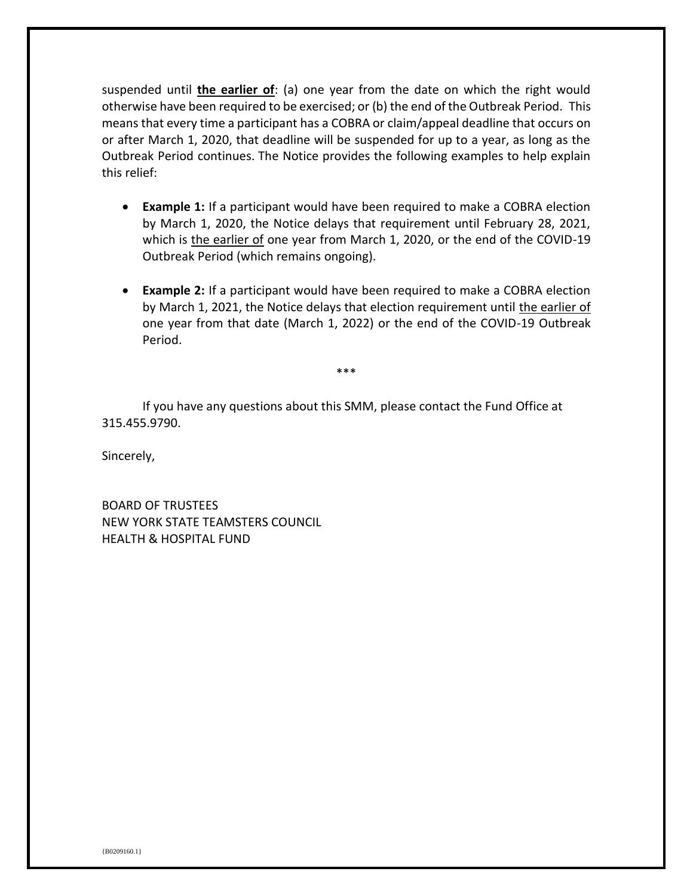suspended until **<u>the earlier of</u>**: (a) one year from the date on which the right would otherwise have been required to be exercised; or (b) the end of the Outbreak Period. This means that every time a participant has a COBRA or claim/appeal deadline that occurs on or after March 1, 2020, that deadline will be suspended for up to a year, as long as the Outbreak Period continues. The Notice provides the following examples to help explain this relief:

- **Example 1:** If a participant would have been required to make a COBRA election by March 1, 2020, the Notice delays that requirement until February 28, 2021, which is <u>the earlier of</u> one year from March 1, 2020, or the end of the COVID-19 Outbreak Period (which remains ongoing).

- **Example 2:** If a participant would have been required to make a COBRA election by March 1, 2021, the Notice delays that election requirement until <u>the earlier of</u> one year from that date (March 1, 2022) or the end of the COVID-19 Outbreak Period.

***

If you have any questions about this SMM, please contact the Fund Office at 315.455.9790.

Sincerely,

BOARD OF TRUSTEES
NEW YORK STATE TEAMSTERS COUNCIL
HEALTH & HOSPITAL FUND

{B0209160.1}